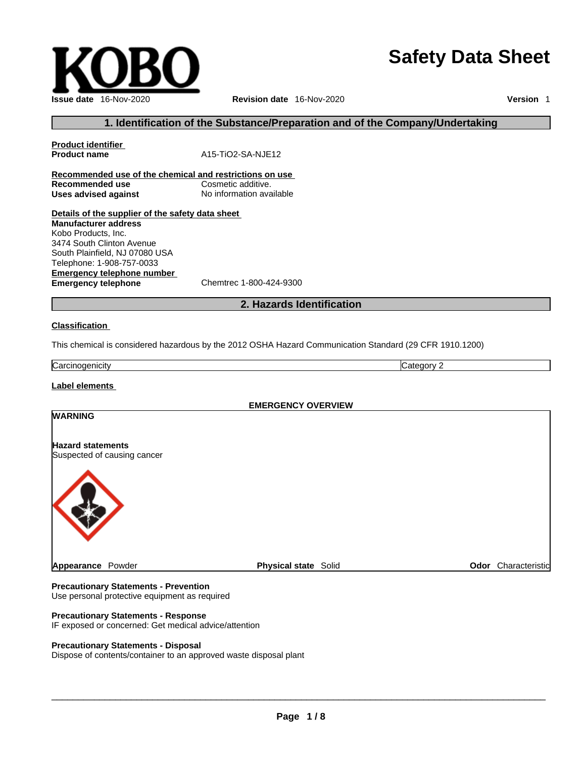KOBO

# Safety Data Sheet

**Issue date** 16-Nov-2020 **Revision date** 16-Nov-2020 **Version** 1

## 1. Identification of the Substance/Preparation and of the Company/Undertaking

**Product identifier**

**Product name** A15-TiO2-SA-NJE12

**Recommended use of the chemical and restrictions on use**

**Recommended use** Cosmetic additive.

**Uses advised against** No information available

**Details of the supplier of the safety data sheet**

**Manufacturer address**

Kobo Products, Inc.
3474 South Clinton Avenue
South Plainfield, NJ 07080 USA
Telephone: 1-908-757-0033

**Emergency telephone number**

**Emergency telephone** Chemtrec 1-800-424-9300

## 2. Hazards Identification

**Classification**

This chemical is considered hazardous by the 2012 OSHA Hazard Communication Standard (29 CFR 1910.1200)

| | |
|---|---|
| Carcinogenicity | Category 2 |

**Label elements**

**EMERGENCY OVERVIEW**

**WARNING**

**Hazard statements**

Suspected of causing cancer

**Appearance** Powder **Physical state** Solid **Odor** Characteristic

**Precautionary Statements - Prevention**

Use personal protective equipment as required

**Precautionary Statements - Response**

IF exposed or concerned: Get medical advice/attention

**Precautionary Statements - Disposal**

Dispose of contents/container to an approved waste disposal plant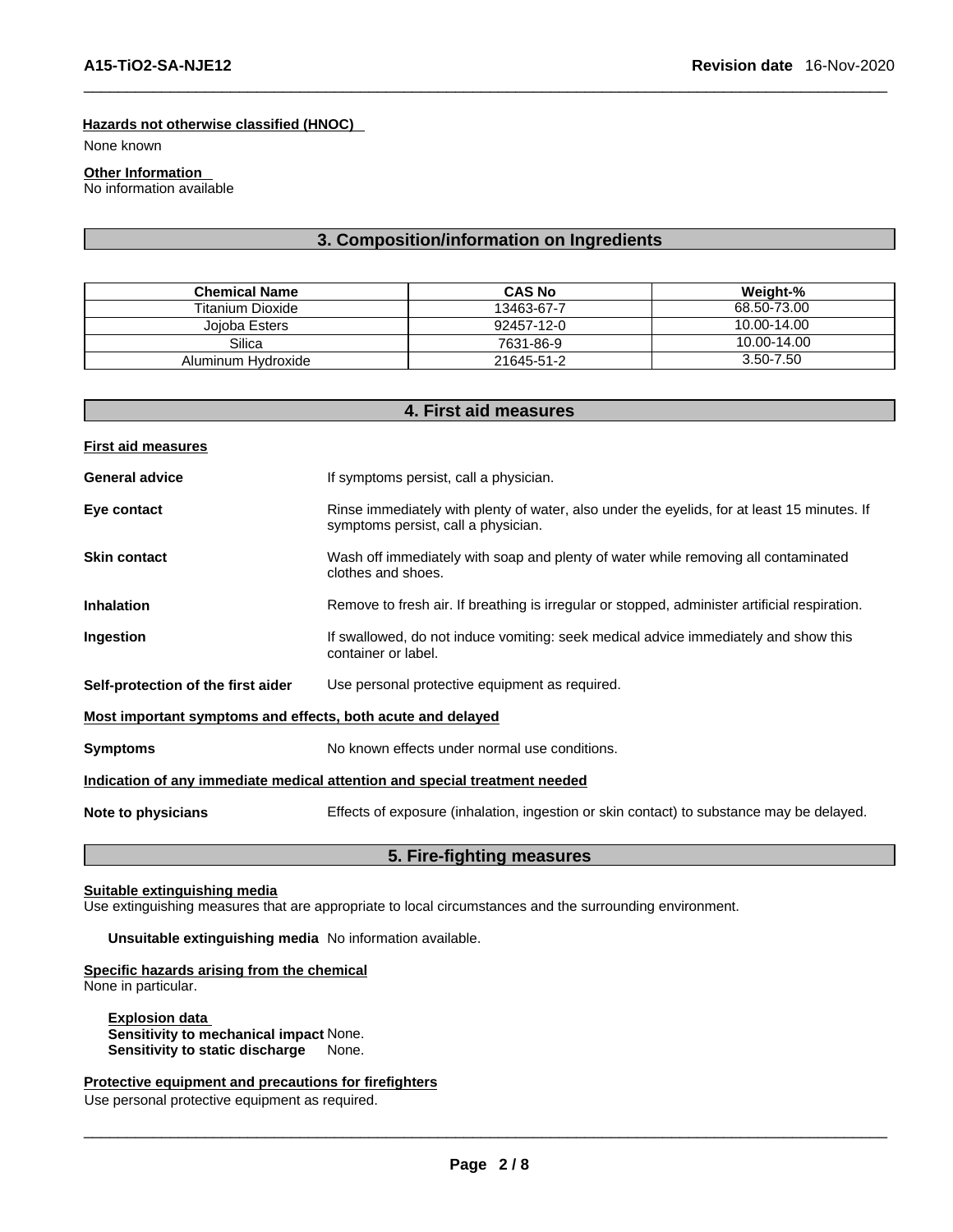#### Hazards not otherwise classified (HNOC)

None known

#### Other Information

No information available

## 3. Composition/information on Ingredients

| Chemical Name | CAS No | Weight-% |
|---|---|---|
| Titanium Dioxide | 13463-67-7 | 68.50-73.00 |
| Jojoba Esters | 92457-12-0 | 10.00-14.00 |
| Silica | 7631-86-9 | 10.00-14.00 |
| Aluminum Hydroxide | 21645-51-2 | 3.50-7.50 |

## 4. First aid measures

#### First aid measures

**General advice** If symptoms persist, call a physician.

**Eye contact** Rinse immediately with plenty of water, also under the eyelids, for at least 15 minutes. If symptoms persist, call a physician.

**Skin contact** Wash off immediately with soap and plenty of water while removing all contaminated clothes and shoes.

**Inhalation** Remove to fresh air. If breathing is irregular or stopped, administer artificial respiration.

**Ingestion** If swallowed, do not induce vomiting: seek medical advice immediately and show this container or label.

**Self-protection of the first aider** Use personal protective equipment as required.

#### Most important symptoms and effects, both acute and delayed

**Symptoms** No known effects under normal use conditions.

#### Indication of any immediate medical attention and special treatment needed

**Note to physicians** Effects of exposure (inhalation, ingestion or skin contact) to substance may be delayed.

## 5. Fire-fighting measures

#### Suitable extinguishing media

Use extinguishing measures that are appropriate to local circumstances and the surrounding environment.

**Unsuitable extinguishing media** No information available.

#### Specific hazards arising from the chemical

None in particular.

**Explosion data**
**Sensitivity to mechanical impact** None.
**Sensitivity to static discharge** None.

#### Protective equipment and precautions for firefighters

Use personal protective equipment as required.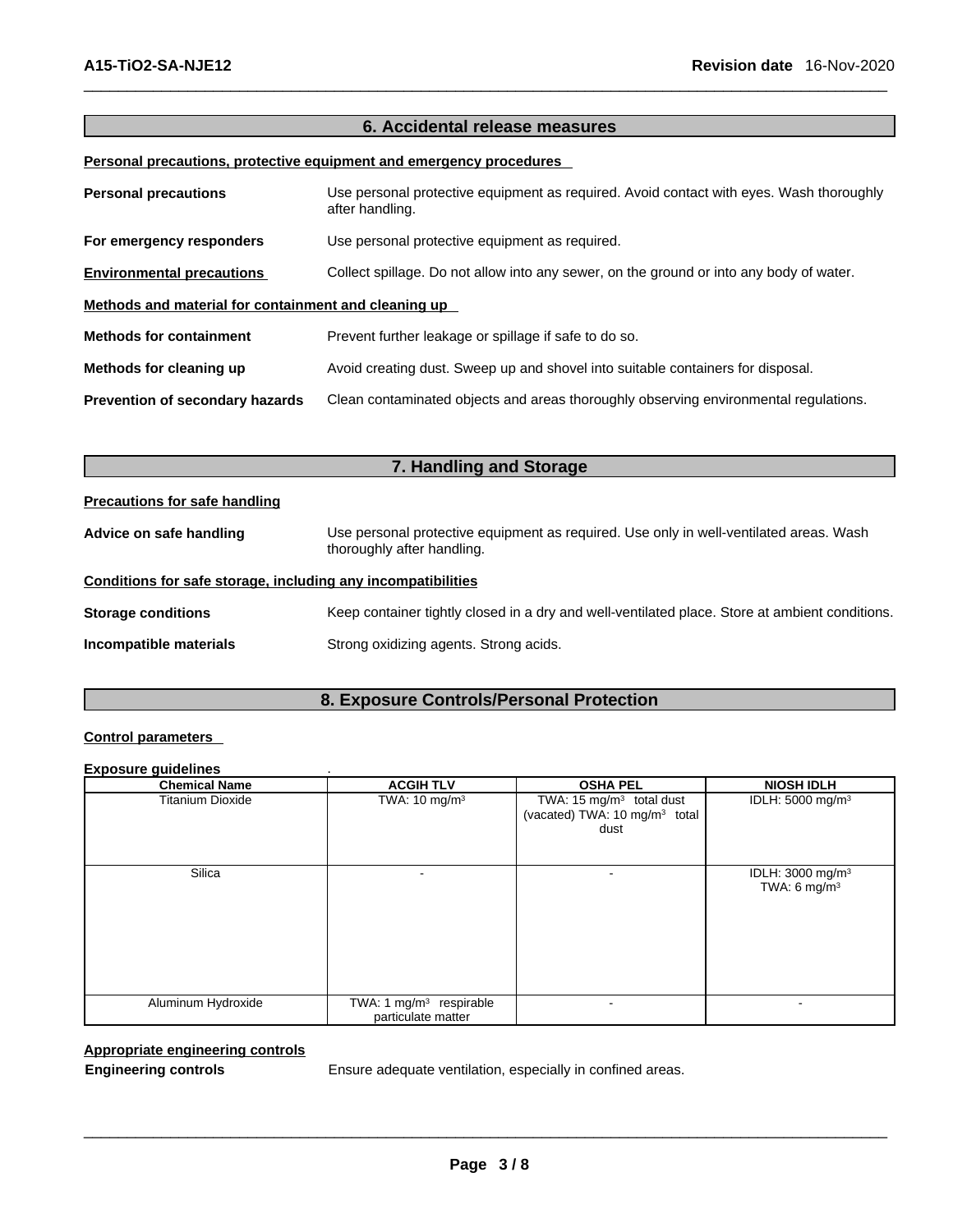## 6. Accidental release measures

**Personal precautions, protective equipment and emergency procedures**

**Personal precautions** Use personal protective equipment as required. Avoid contact with eyes. Wash thoroughly after handling.

**For emergency responders** Use personal protective equipment as required.

**Environmental precautions** Collect spillage. Do not allow into any sewer, on the ground or into any body of water.

**Methods and material for containment and cleaning up**

**Methods for containment** Prevent further leakage or spillage if safe to do so.

**Methods for cleaning up** Avoid creating dust. Sweep up and shovel into suitable containers for disposal.

**Prevention of secondary hazards** Clean contaminated objects and areas thoroughly observing environmental regulations.

## 7. Handling and Storage

**Precautions for safe handling**

**Advice on safe handling** Use personal protective equipment as required. Use only in well-ventilated areas. Wash thoroughly after handling.

**Conditions for safe storage, including any incompatibilities**

**Storage conditions** Keep container tightly closed in a dry and well-ventilated place. Store at ambient conditions.

**Incompatible materials** Strong oxidizing agents. Strong acids.

## 8. Exposure Controls/Personal Protection

**Control parameters**

**Exposure guidelines** .

| Chemical Name | ACGIH TLV | OSHA PEL | NIOSH IDLH |
|---|---|---|---|
| Titanium Dioxide | TWA: 10 mg/m³ | TWA: 15 mg/m³ total dust (vacated) TWA: 10 mg/m³ total dust | IDLH: 5000 mg/m³ |
| Silica | - | - | IDLH: 3000 mg/m³ TWA: 6 mg/m³ |
| Aluminum Hydroxide | TWA: 1 mg/m³ respirable particulate matter | - | - |

**Appropriate engineering controls**

**Engineering controls** Ensure adequate ventilation, especially in confined areas.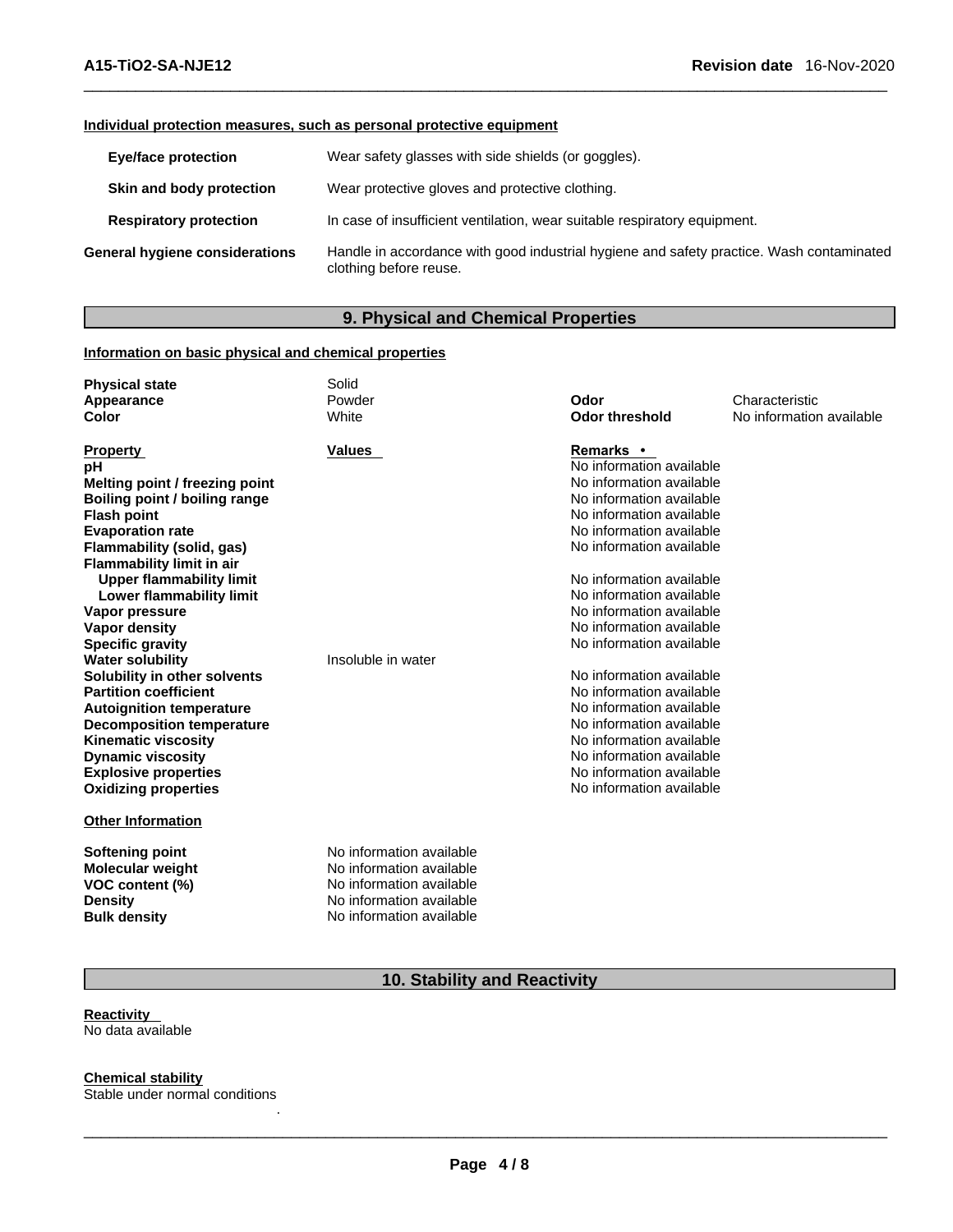**Individual protection measures, such as personal protective equipment**

| | |
|---|---|
| **Eye/face protection** | Wear safety glasses with side shields (or goggles). |
| **Skin and body protection** | Wear protective gloves and protective clothing. |
| **Respiratory protection** | In case of insufficient ventilation, wear suitable respiratory equipment. |
| **General hygiene considerations** | Handle in accordance with good industrial hygiene and safety practice. Wash contaminated clothing before reuse. |

## 9. Physical and Chemical Properties

**Information on basic physical and chemical properties**

| | | | |
|---|---|---|---|
| **Physical state** | Solid | | |
| **Appearance** | Powder | **Odor** | Characteristic |
| **Color** | White | **Odor threshold** | No information available |

| **Property** | **Values** | **Remarks •** |
|---|---|---|
| **pH** | | No information available |
| **Melting point / freezing point** | | No information available |
| **Boiling point / boiling range** | | No information available |
| **Flash point** | | No information available |
| **Evaporation rate** | | No information available |
| **Flammability (solid, gas)** | | No information available |
| **Flammability limit in air** | | |
| **Upper flammability limit** | | No information available |
| **Lower flammability limit** | | No information available |
| **Vapor pressure** | | No information available |
| **Vapor density** | | No information available |
| **Specific gravity** | | No information available |
| **Water solubility** | Insoluble in water | |
| **Solubility in other solvents** | | No information available |
| **Partition coefficient** | | No information available |
| **Autoignition temperature** | | No information available |
| **Decomposition temperature** | | No information available |
| **Kinematic viscosity** | | No information available |
| **Dynamic viscosity** | | No information available |
| **Explosive properties** | | No information available |
| **Oxidizing properties** | | No information available |

**Other Information**

| | |
|---|---|
| **Softening point** | No information available |
| **Molecular weight** | No information available |
| **VOC content (%)** | No information available |
| **Density** | No information available |
| **Bulk density** | No information available |

## 10. Stability and Reactivity

**Reactivity**
No data available

**Chemical stability**
Stable under normal conditions
.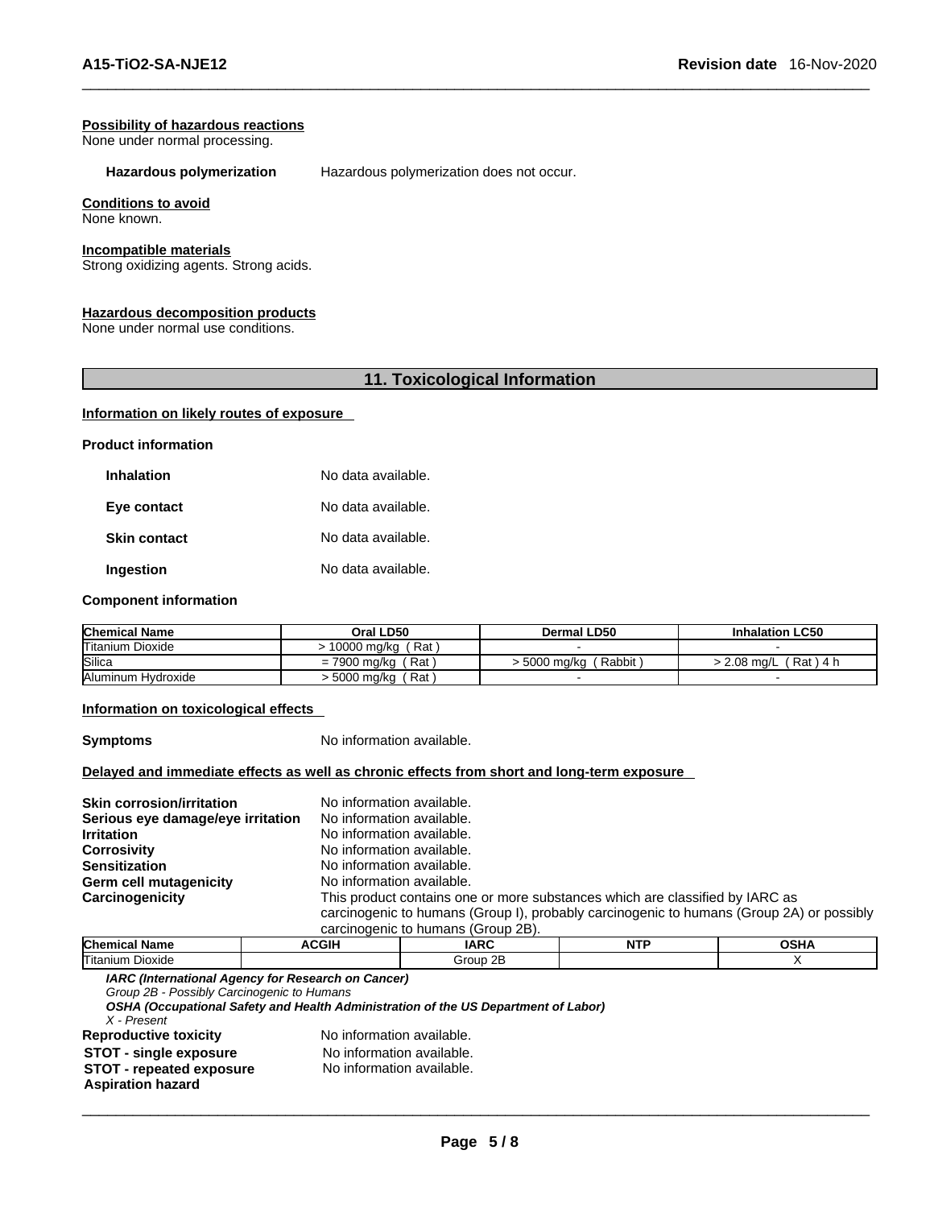**Possibility of hazardous reactions**

None under normal processing.

**Hazardous polymerization** Hazardous polymerization does not occur.

**Conditions to avoid**

None known.

**Incompatible materials**

Strong oxidizing agents. Strong acids.

**Hazardous decomposition products**

None under normal use conditions.

## 11. Toxicological Information

**Information on likely routes of exposure**

**Product information**

**Inhalation** No data available.

**Eye contact** No data available.

**Skin contact** No data available.

**Ingestion** No data available.

**Component information**

| Chemical Name | Oral LD50 | Dermal LD50 | Inhalation LC50 |
|---|---|---|---|
| Titanium Dioxide | > 10000 mg/kg ( Rat ) | - | - |
| Silica | = 7900 mg/kg ( Rat ) | > 5000 mg/kg ( Rabbit ) | > 2.08 mg/L ( Rat ) 4 h |
| Aluminum Hydroxide | > 5000 mg/kg ( Rat ) | - | - |

**Information on toxicological effects**

**Symptoms** No information available.

**Delayed and immediate effects as well as chronic effects from short and long-term exposure**

**Skin corrosion/irritation** No information available.
**Serious eye damage/eye irritation** No information available.
**Irritation** No information available.
**Corrosivity** No information available.
**Sensitization** No information available.
**Germ cell mutagenicity** No information available.
**Carcinogenicity** This product contains one or more substances which are classified by IARC as carcinogenic to humans (Group I), probably carcinogenic to humans (Group 2A) or possibly carcinogenic to humans (Group 2B).

| Chemical Name | ACGIH | IARC | NTP | OSHA |
|---|---|---|---|---|
| Titanium Dioxide | | Group 2B | | X |

*IARC (International Agency for Research on Cancer)*
*Group 2B - Possibly Carcinogenic to Humans*
*OSHA (Occupational Safety and Health Administration of the US Department of Labor)*
*X - Present*

**Reproductive toxicity** No information available.
**STOT - single exposure** No information available.
**STOT - repeated exposure** No information available.
**Aspiration hazard**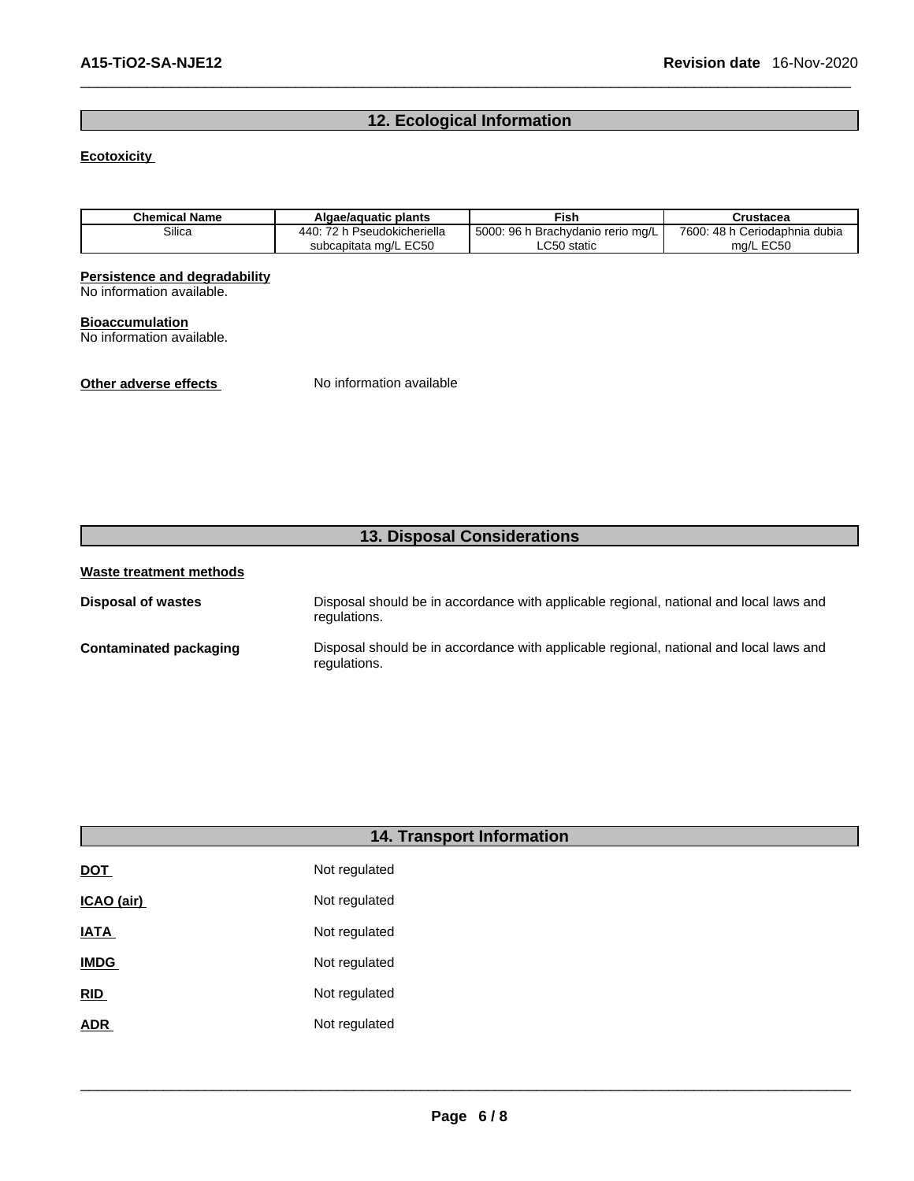## 12. Ecological Information

**Ecotoxicity**

| Chemical Name | Algae/aquatic plants | Fish | Crustacea |
| --- | --- | --- | --- |
| Silica | 440: 72 h Pseudokicheriella subcapitata mg/L EC50 | 5000: 96 h Brachydanio rerio mg/L LC50 static | 7600: 48 h Ceriodaphnia dubia mg/L EC50 |

**Persistence and degradability**
No information available.

**Bioaccumulation**
No information available.

**Other adverse effects** No information available

## 13. Disposal Considerations

**Waste treatment methods**

**Disposal of wastes** Disposal should be in accordance with applicable regional, national and local laws and regulations.

**Contaminated packaging** Disposal should be in accordance with applicable regional, national and local laws and regulations.

## 14. Transport Information

**DOT** Not regulated

**ICAO (air)** Not regulated

**IATA** Not regulated

**IMDG** Not regulated

**RID** Not regulated

**ADR** Not regulated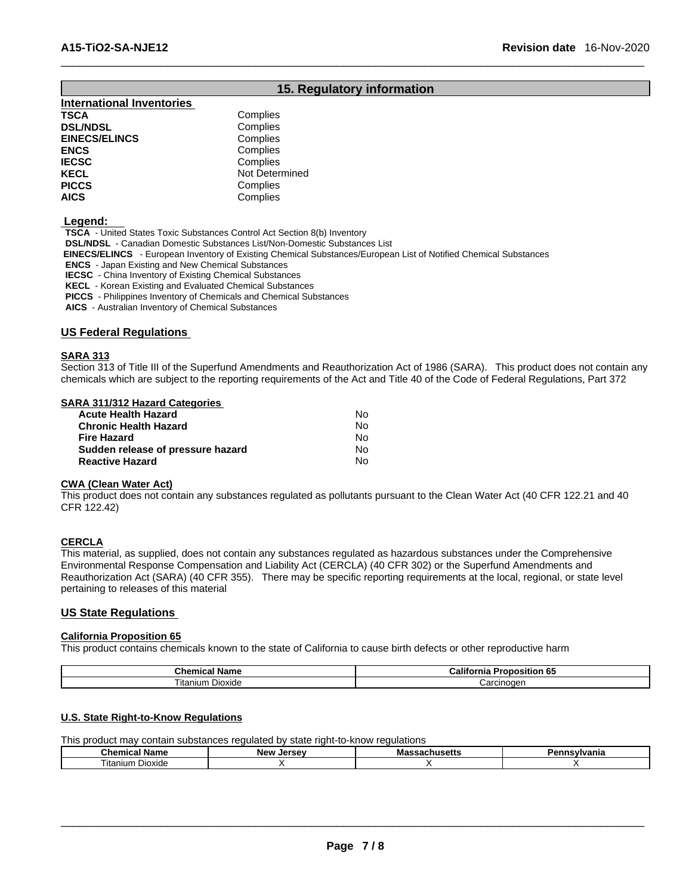## 15. Regulatory information

### International Inventories

| | |
|---|---|
| **TSCA** | Complies |
| **DSL/NDSL** | Complies |
| **EINECS/ELINCS** | Complies |
| **ENCS** | Complies |
| **IECSC** | Complies |
| **KECL** | Not Determined |
| **PICCS** | Complies |
| **AICS** | Complies |

**Legend:**

**TSCA** - United States Toxic Substances Control Act Section 8(b) Inventory
**DSL/NDSL** - Canadian Domestic Substances List/Non-Domestic Substances List
**EINECS/ELINCS** - European Inventory of Existing Chemical Substances/European List of Notified Chemical Substances
**ENCS** - Japan Existing and New Chemical Substances
**IECSC** - China Inventory of Existing Chemical Substances
**KECL** - Korean Existing and Evaluated Chemical Substances
**PICCS** - Philippines Inventory of Chemicals and Chemical Substances
**AICS** - Australian Inventory of Chemical Substances

### US Federal Regulations

**SARA 313**

Section 313 of Title III of the Superfund Amendments and Reauthorization Act of 1986 (SARA). This product does not contain any chemicals which are subject to the reporting requirements of the Act and Title 40 of the Code of Federal Regulations, Part 372

**SARA 311/312 Hazard Categories**

| | |
|---|---|
| **Acute Health Hazard** | No |
| **Chronic Health Hazard** | No |
| **Fire Hazard** | No |
| **Sudden release of pressure hazard** | No |
| **Reactive Hazard** | No |

**CWA (Clean Water Act)**

This product does not contain any substances regulated as pollutants pursuant to the Clean Water Act (40 CFR 122.21 and 40 CFR 122.42)

**CERCLA**

This material, as supplied, does not contain any substances regulated as hazardous substances under the Comprehensive Environmental Response Compensation and Liability Act (CERCLA) (40 CFR 302) or the Superfund Amendments and Reauthorization Act (SARA) (40 CFR 355). There may be specific reporting requirements at the local, regional, or state level pertaining to releases of this material

### US State Regulations

**California Proposition 65**

This product contains chemicals known to the state of California to cause birth defects or other reproductive harm

| Chemical Name | California Proposition 65 |
|---|---|
| Titanium Dioxide | Carcinogen |

**U.S. State Right-to-Know Regulations**

This product may contain substances regulated by state right-to-know regulations

| Chemical Name | New Jersey | Massachusetts | Pennsylvania |
|---|---|---|---|
| Titanium Dioxide | X | X | X |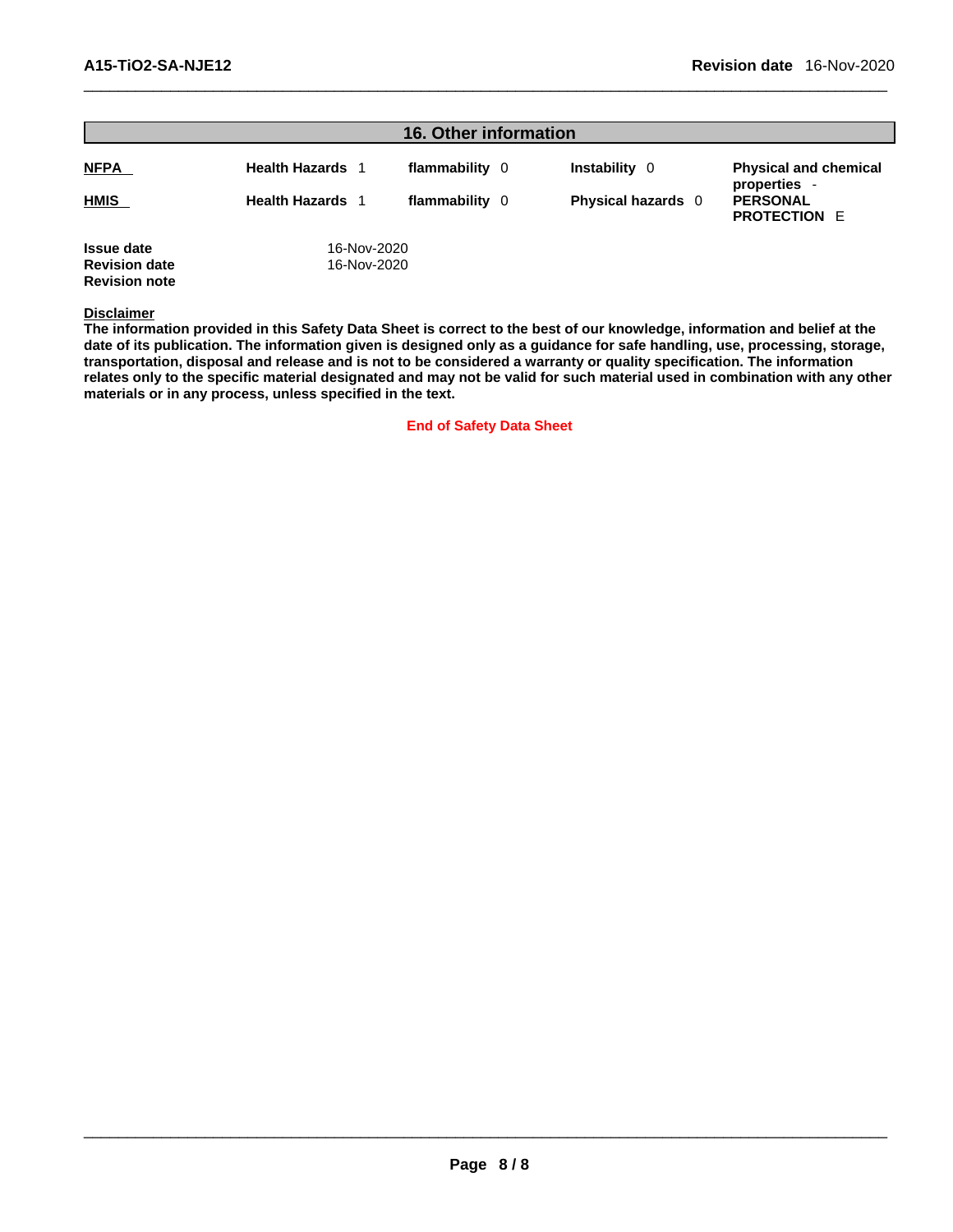## 16. Other information

| | | | | |
|---|---|---|---|---|
| **NFPA** | **Health Hazards** 1 | **flammability** 0 | **Instability** 0 | **Physical and chemical properties** - |
| **HMIS** | **Health Hazards** 1 | **flammability** 0 | **Physical hazards** 0 | **PERSONAL PROTECTION** E |

| | |
|---|---|
| **Issue date** | 16-Nov-2020 |
| **Revision date** | 16-Nov-2020 |
| **Revision note** | |

**Disclaimer**

**The information provided in this Safety Data Sheet is correct to the best of our knowledge, information and belief at the date of its publication. The information given is designed only as a guidance for safe handling, use, processing, storage, transportation, disposal and release and is not to be considered a warranty or quality specification. The information relates only to the specific material designated and may not be valid for such material used in combination with any other materials or in any process, unless specified in the text.**

**End of Safety Data Sheet**